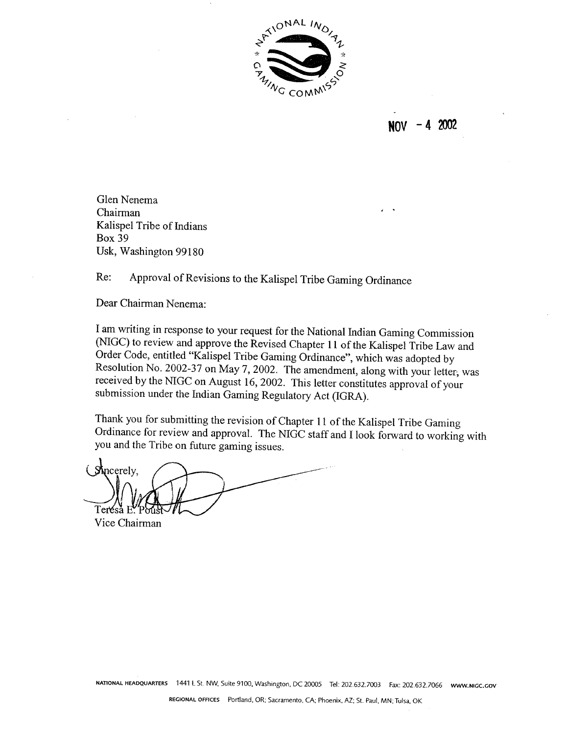NATIONAL INDIAN GAMING COMMISSION

NOV - 4 2002

Glen Nenema
Chairman
Kalispel Tribe of Indians
Box 39
Usk, Washington 99180

Re: Approval of Revisions to the Kalispel Tribe Gaming Ordinance

Dear Chairman Nenema:

I am writing in response to your request for the National Indian Gaming Commission (NIGC) to review and approve the Revised Chapter 11 of the Kalispel Tribe Law and Order Code, entitled "Kalispel Tribe Gaming Ordinance", which was adopted by Resolution No. 2002-37 on May 7, 2002. The amendment, along with your letter, was received by the NIGC on August 16, 2002. This letter constitutes approval of your submission under the Indian Gaming Regulatory Act (IGRA).

Thank you for submitting the revision of Chapter 11 of the Kalispel Tribe Gaming Ordinance for review and approval. The NIGC staff and I look forward to working with you and the Tribe on future gaming issues.

Sincerely,

Teresa E. Poust
Vice Chairman

NATIONAL HEADQUARTERS 1441 L St. NW, Suite 9100, Washington, DC 20005 Tel: 202.632.7003 Fax: 202.632.7066 WWW.NIGC.GOV

REGIONAL OFFICES Portland, OR; Sacramento, CA; Phoenix, AZ; St. Paul, MN; Tulsa, OK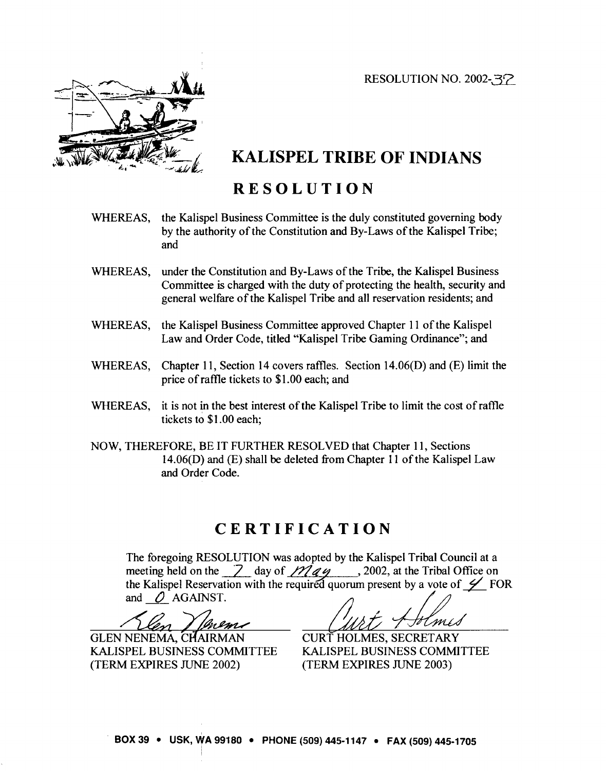RESOLUTION NO. 2002-37

# KALISPEL TRIBE OF INDIANS

## RESOLUTION

WHEREAS, the Kalispel Business Committee is the duly constituted governing body by the authority of the Constitution and By-Laws of the Kalispel Tribe; and

WHEREAS, under the Constitution and By-Laws of the Tribe, the Kalispel Business Committee is charged with the duty of protecting the health, security and general welfare of the Kalispel Tribe and all reservation residents; and

WHEREAS, the Kalispel Business Committee approved Chapter 11 of the Kalispel Law and Order Code, titled "Kalispel Tribe Gaming Ordinance"; and

WHEREAS, Chapter 11, Section 14 covers raffles. Section 14.06(D) and (E) limit the price of raffle tickets to $1.00 each; and

WHEREAS, it is not in the best interest of the Kalispel Tribe to limit the cost of raffle tickets to $1.00 each;

NOW, THEREFORE, BE IT FURTHER RESOLVED that Chapter 11, Sections 14.06(D) and (E) shall be deleted from Chapter 11 of the Kalispel Law and Order Code.

## CERTIFICATION

The foregoing RESOLUTION was adopted by the Kalispel Tribal Council at a meeting held on the 7 day of May, 2002, at the Tribal Office on the Kalispel Reservation with the required quorum present by a vote of 4 FOR and 0 AGAINST.

GLEN NENEMA, CHAIRMAN
KALISPEL BUSINESS COMMITTEE
(TERM EXPIRES JUNE 2002)

CURT HOLMES, SECRETARY
KALISPEL BUSINESS COMMITTEE
(TERM EXPIRES JUNE 2003)

BOX 39 • USK, WA 99180 • PHONE (509) 445-1147 • FAX (509) 445-1705